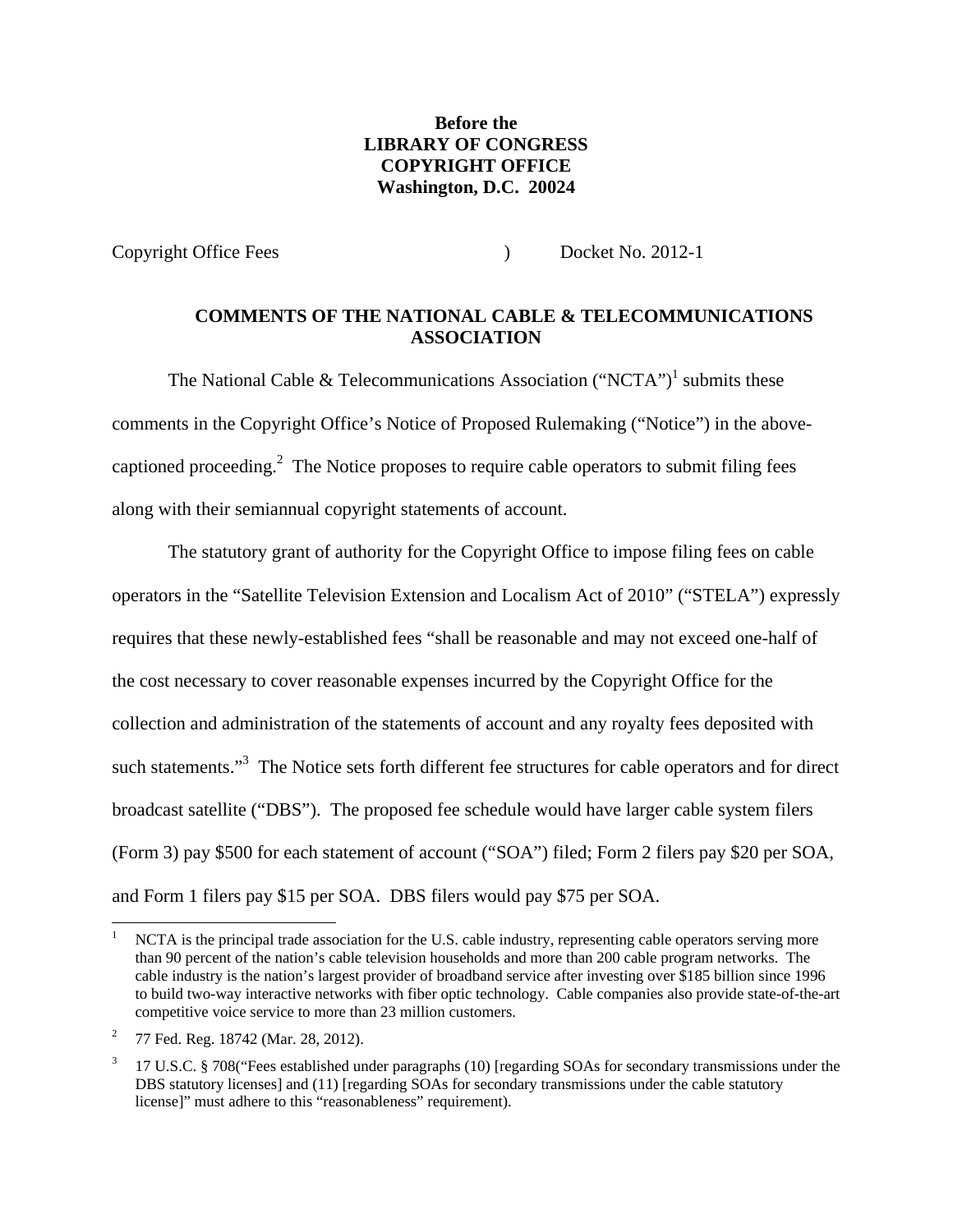**Before the**
**LIBRARY OF CONGRESS**
**COPYRIGHT OFFICE**
**Washington, D.C. 20024**

Copyright Office Fees ) Docket No. 2012-1

## COMMENTS OF THE NATIONAL CABLE & TELECOMMUNICATIONS ASSOCIATION

The National Cable & Telecommunications Association ("NCTA")[1] submits these comments in the Copyright Office's Notice of Proposed Rulemaking ("Notice") in the above-captioned proceeding.[2] The Notice proposes to require cable operators to submit filing fees along with their semiannual copyright statements of account.

The statutory grant of authority for the Copyright Office to impose filing fees on cable operators in the "Satellite Television Extension and Localism Act of 2010" ("STELA") expressly requires that these newly-established fees "shall be reasonable and may not exceed one-half of the cost necessary to cover reasonable expenses incurred by the Copyright Office for the collection and administration of the statements of account and any royalty fees deposited with such statements."[3] The Notice sets forth different fee structures for cable operators and for direct broadcast satellite ("DBS"). The proposed fee schedule would have larger cable system filers (Form 3) pay $500 for each statement of account ("SOA") filed; Form 2 filers pay $20 per SOA, and Form 1 filers pay $15 per SOA. DBS filers would pay $75 per SOA.

---

1. NCTA is the principal trade association for the U.S. cable industry, representing cable operators serving more than 90 percent of the nation's cable television households and more than 200 cable program networks. The cable industry is the nation's largest provider of broadband service after investing over $185 billion since 1996 to build two-way interactive networks with fiber optic technology. Cable companies also provide state-of-the-art competitive voice service to more than 23 million customers.

2. 77 Fed. Reg. 18742 (Mar. 28, 2012).

3. 17 U.S.C. § 708("Fees established under paragraphs (10) [regarding SOAs for secondary transmissions under the DBS statutory licenses] and (11) [regarding SOAs for secondary transmissions under the cable statutory license]" must adhere to this "reasonableness" requirement).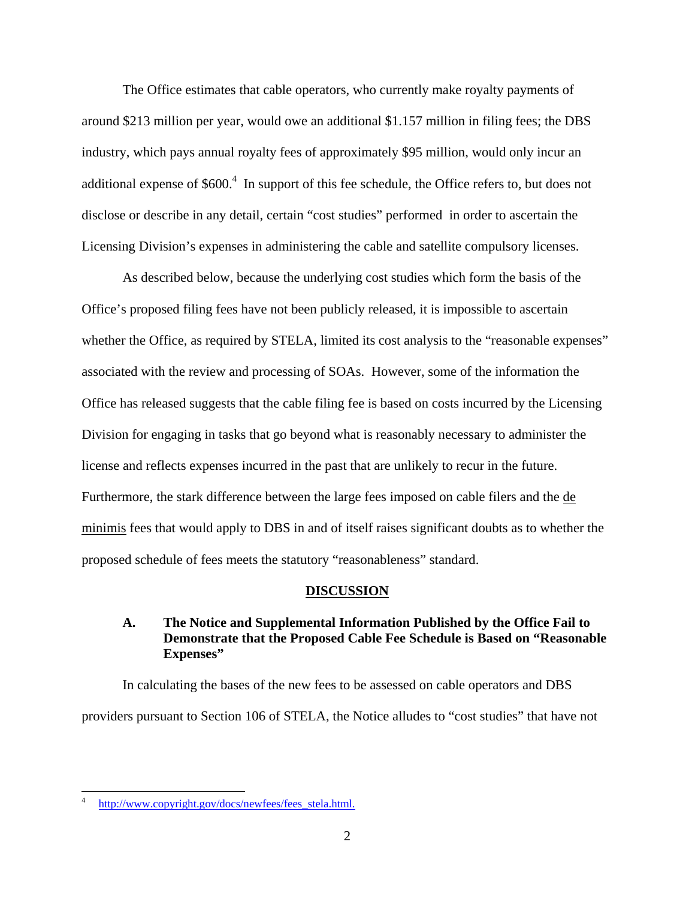The Office estimates that cable operators, who currently make royalty payments of around $213 million per year, would owe an additional $1.157 million in filing fees; the DBS industry, which pays annual royalty fees of approximately $95 million, would only incur an additional expense of $600.[4] In support of this fee schedule, the Office refers to, but does not disclose or describe in any detail, certain "cost studies" performed in order to ascertain the Licensing Division's expenses in administering the cable and satellite compulsory licenses.

As described below, because the underlying cost studies which form the basis of the Office's proposed filing fees have not been publicly released, it is impossible to ascertain whether the Office, as required by STELA, limited its cost analysis to the "reasonable expenses" associated with the review and processing of SOAs. However, some of the information the Office has released suggests that the cable filing fee is based on costs incurred by the Licensing Division for engaging in tasks that go beyond what is reasonably necessary to administer the license and reflects expenses incurred in the past that are unlikely to recur in the future. Furthermore, the stark difference between the large fees imposed on cable filers and the de minimis fees that would apply to DBS in and of itself raises significant doubts as to whether the proposed schedule of fees meets the statutory "reasonableness" standard.

## DISCUSSION

### A. The Notice and Supplemental Information Published by the Office Fail to Demonstrate that the Proposed Cable Fee Schedule is Based on "Reasonable Expenses"

In calculating the bases of the new fees to be assessed on cable operators and DBS providers pursuant to Section 106 of STELA, the Notice alludes to "cost studies" that have not

---

[4] http://www.copyright.gov/docs/newfees/fees_stela.html.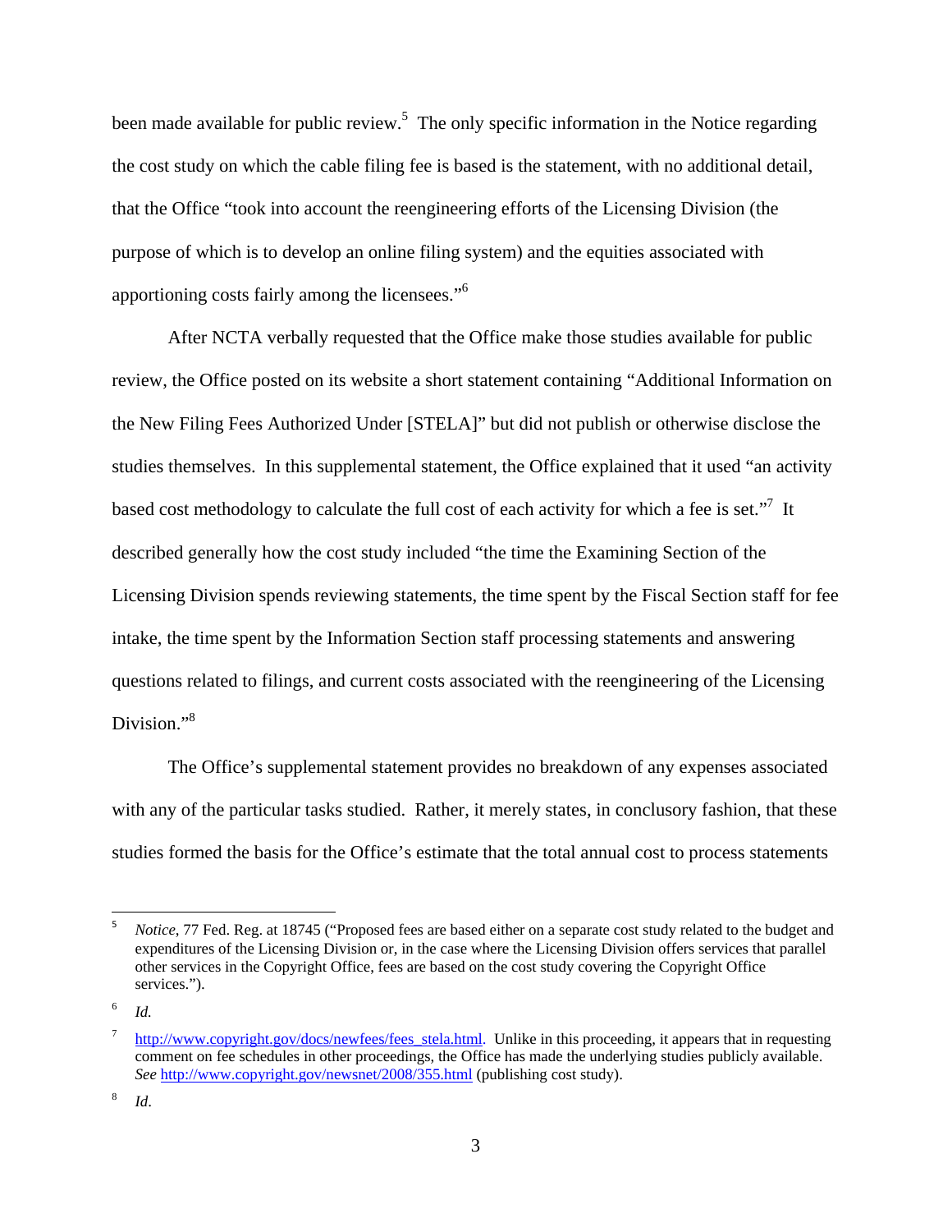been made available for public review.[5] The only specific information in the Notice regarding the cost study on which the cable filing fee is based is the statement, with no additional detail, that the Office "took into account the reengineering efforts of the Licensing Division (the purpose of which is to develop an online filing system) and the equities associated with apportioning costs fairly among the licensees."[6]

After NCTA verbally requested that the Office make those studies available for public review, the Office posted on its website a short statement containing "Additional Information on the New Filing Fees Authorized Under [STELA]" but did not publish or otherwise disclose the studies themselves. In this supplemental statement, the Office explained that it used "an activity based cost methodology to calculate the full cost of each activity for which a fee is set."[7] It described generally how the cost study included "the time the Examining Section of the Licensing Division spends reviewing statements, the time spent by the Fiscal Section staff for fee intake, the time spent by the Information Section staff processing statements and answering questions related to filings, and current costs associated with the reengineering of the Licensing Division."[8]

The Office's supplemental statement provides no breakdown of any expenses associated with any of the particular tasks studied. Rather, it merely states, in conclusory fashion, that these studies formed the basis for the Office's estimate that the total annual cost to process statements

---

[5] *Notice*, 77 Fed. Reg. at 18745 ("Proposed fees are based either on a separate cost study related to the budget and expenditures of the Licensing Division or, in the case where the Licensing Division offers services that parallel other services in the Copyright Office, fees are based on the cost study covering the Copyright Office services.").

[6] *Id.*

[7] http://www.copyright.gov/docs/newfees/fees_stela.html. Unlike in this proceeding, it appears that in requesting comment on fee schedules in other proceedings, the Office has made the underlying studies publicly available. *See* http://www.copyright.gov/newsnet/2008/355.html (publishing cost study).

[8] *Id*.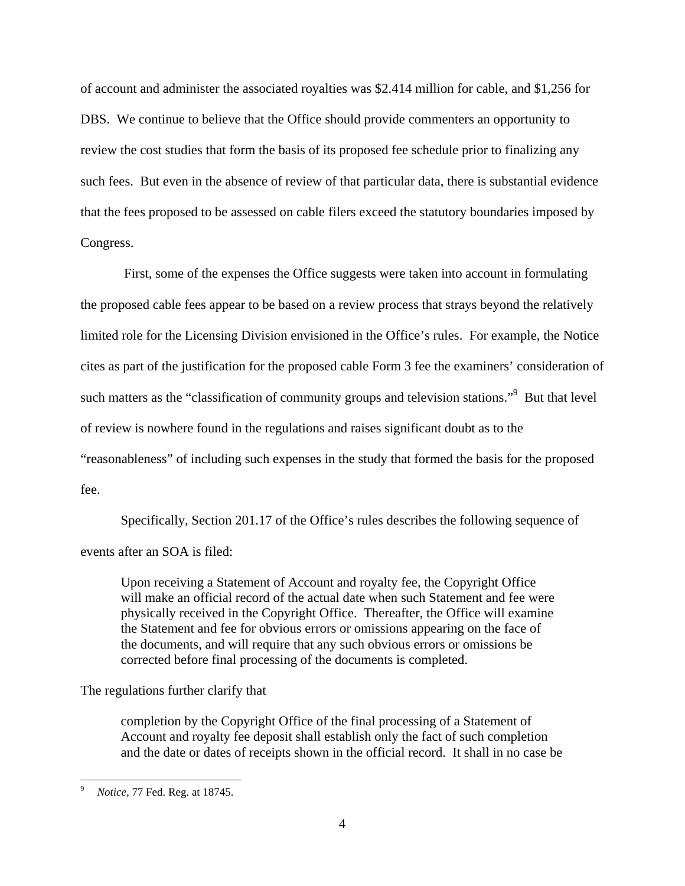of account and administer the associated royalties was $2.414 million for cable, and $1,256 for DBS. We continue to believe that the Office should provide commenters an opportunity to review the cost studies that form the basis of its proposed fee schedule prior to finalizing any such fees. But even in the absence of review of that particular data, there is substantial evidence that the fees proposed to be assessed on cable filers exceed the statutory boundaries imposed by Congress.

First, some of the expenses the Office suggests were taken into account in formulating the proposed cable fees appear to be based on a review process that strays beyond the relatively limited role for the Licensing Division envisioned in the Office's rules. For example, the Notice cites as part of the justification for the proposed cable Form 3 fee the examiners' consideration of such matters as the "classification of community groups and television stations."[9] But that level of review is nowhere found in the regulations and raises significant doubt as to the "reasonableness" of including such expenses in the study that formed the basis for the proposed fee.

Specifically, Section 201.17 of the Office's rules describes the following sequence of events after an SOA is filed:

> Upon receiving a Statement of Account and royalty fee, the Copyright Office will make an official record of the actual date when such Statement and fee were physically received in the Copyright Office. Thereafter, the Office will examine the Statement and fee for obvious errors or omissions appearing on the face of the documents, and will require that any such obvious errors or omissions be corrected before final processing of the documents is completed.

The regulations further clarify that

> completion by the Copyright Office of the final processing of a Statement of Account and royalty fee deposit shall establish only the fact of such completion and the date or dates of receipts shown in the official record. It shall in no case be

---

[9] *Notice,* 77 Fed. Reg. at 18745.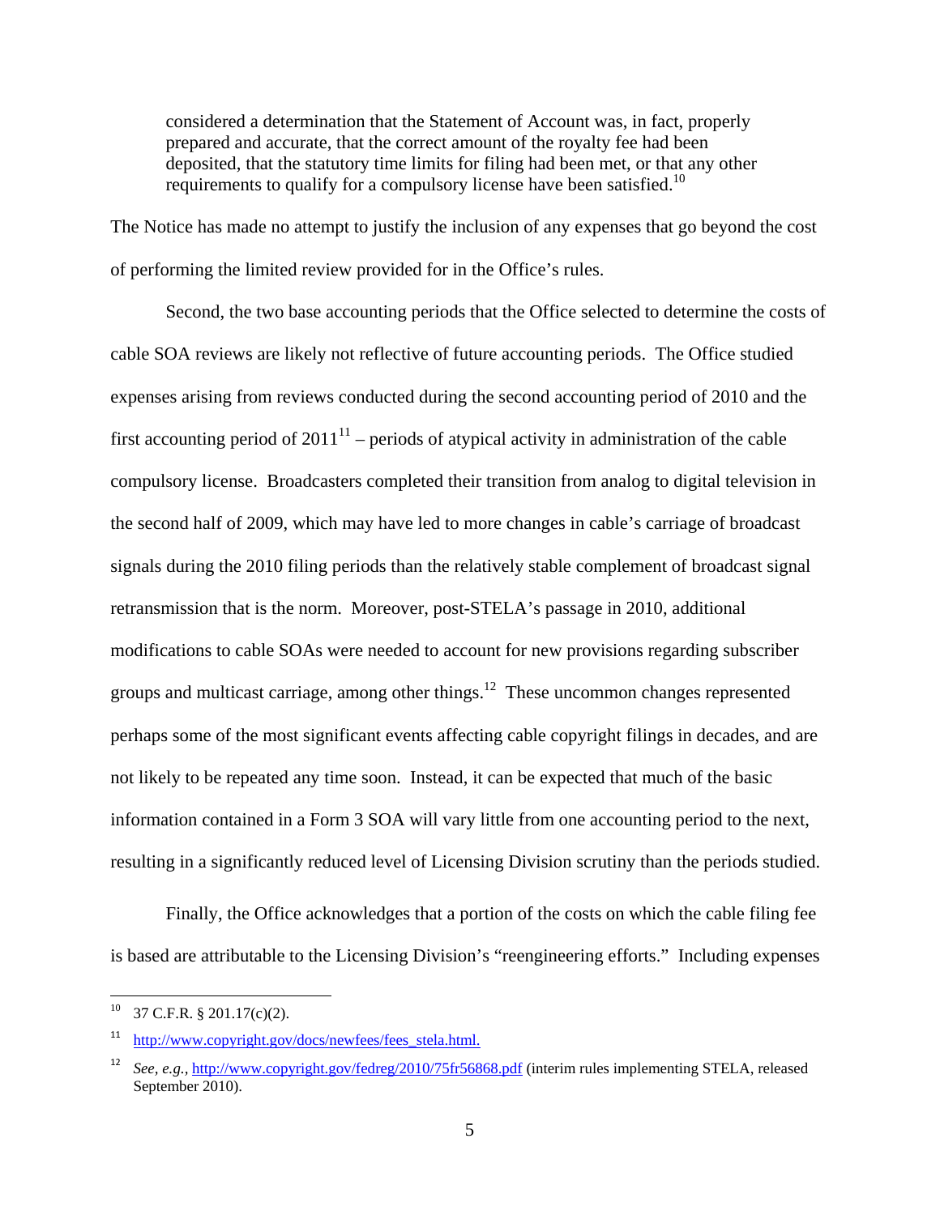> considered a determination that the Statement of Account was, in fact, properly prepared and accurate, that the correct amount of the royalty fee had been deposited, that the statutory time limits for filing had been met, or that any other requirements to qualify for a compulsory license have been satisfied.[10]

The Notice has made no attempt to justify the inclusion of any expenses that go beyond the cost of performing the limited review provided for in the Office's rules.

Second, the two base accounting periods that the Office selected to determine the costs of cable SOA reviews are likely not reflective of future accounting periods. The Office studied expenses arising from reviews conducted during the second accounting period of 2010 and the first accounting period of 2011[11] – periods of atypical activity in administration of the cable compulsory license. Broadcasters completed their transition from analog to digital television in the second half of 2009, which may have led to more changes in cable's carriage of broadcast signals during the 2010 filing periods than the relatively stable complement of broadcast signal retransmission that is the norm. Moreover, post-STELA's passage in 2010, additional modifications to cable SOAs were needed to account for new provisions regarding subscriber groups and multicast carriage, among other things.[12] These uncommon changes represented perhaps some of the most significant events affecting cable copyright filings in decades, and are not likely to be repeated any time soon. Instead, it can be expected that much of the basic information contained in a Form 3 SOA will vary little from one accounting period to the next, resulting in a significantly reduced level of Licensing Division scrutiny than the periods studied.

Finally, the Office acknowledges that a portion of the costs on which the cable filing fee is based are attributable to the Licensing Division's "reengineering efforts." Including expenses

---

[10] 37 C.F.R. § 201.17(c)(2).

[11] http://www.copyright.gov/docs/newfees/fees_stela.html.

[12] *See, e.g.*, http://www.copyright.gov/fedreg/2010/75fr56868.pdf (interim rules implementing STELA, released September 2010).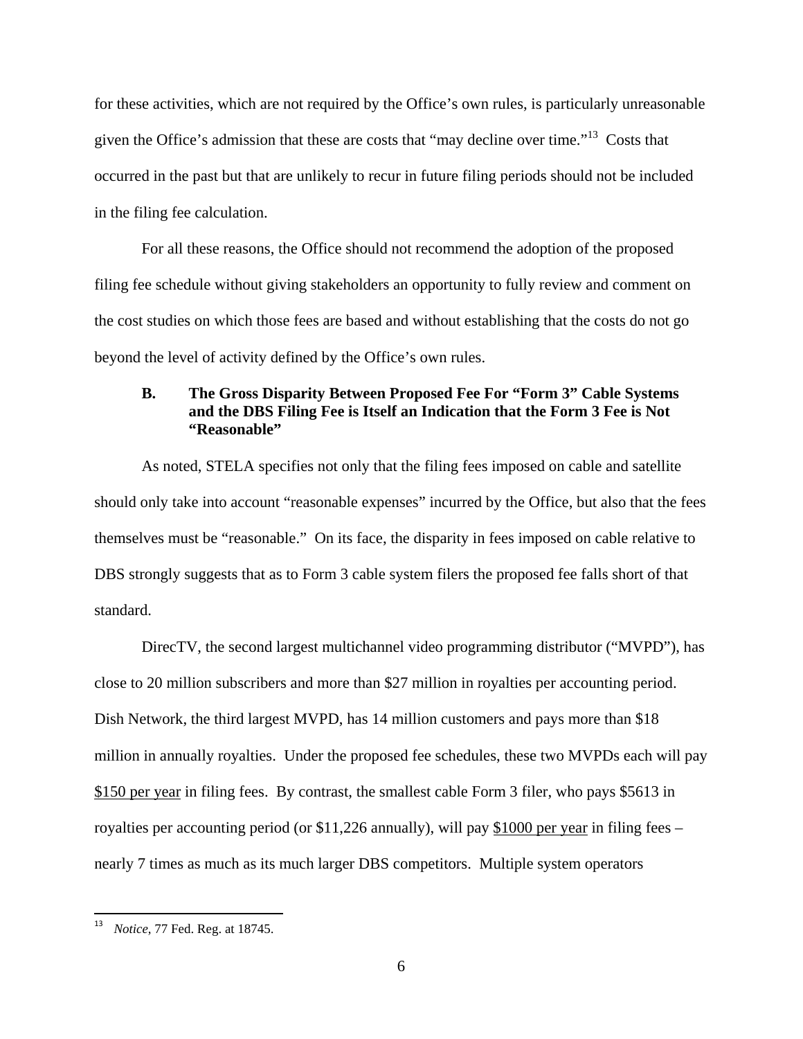for these activities, which are not required by the Office's own rules, is particularly unreasonable given the Office's admission that these are costs that "may decline over time."[13] Costs that occurred in the past but that are unlikely to recur in future filing periods should not be included in the filing fee calculation.

For all these reasons, the Office should not recommend the adoption of the proposed filing fee schedule without giving stakeholders an opportunity to fully review and comment on the cost studies on which those fees are based and without establishing that the costs do not go beyond the level of activity defined by the Office's own rules.

### B. The Gross Disparity Between Proposed Fee For "Form 3" Cable Systems and the DBS Filing Fee is Itself an Indication that the Form 3 Fee is Not "Reasonable"

As noted, STELA specifies not only that the filing fees imposed on cable and satellite should only take into account "reasonable expenses" incurred by the Office, but also that the fees themselves must be "reasonable." On its face, the disparity in fees imposed on cable relative to DBS strongly suggests that as to Form 3 cable system filers the proposed fee falls short of that standard.

DirecTV, the second largest multichannel video programming distributor ("MVPD"), has close to 20 million subscribers and more than $27 million in royalties per accounting period. Dish Network, the third largest MVPD, has 14 million customers and pays more than $18 million in annually royalties. Under the proposed fee schedules, these two MVPDs each will pay <u>$150 per year</u> in filing fees. By contrast, the smallest cable Form 3 filer, who pays $5613 in royalties per accounting period (or $11,226 annually), will pay <u>$1000 per year</u> in filing fees – nearly 7 times as much as its much larger DBS competitors. Multiple system operators

---

[13] *Notice*, 77 Fed. Reg. at 18745.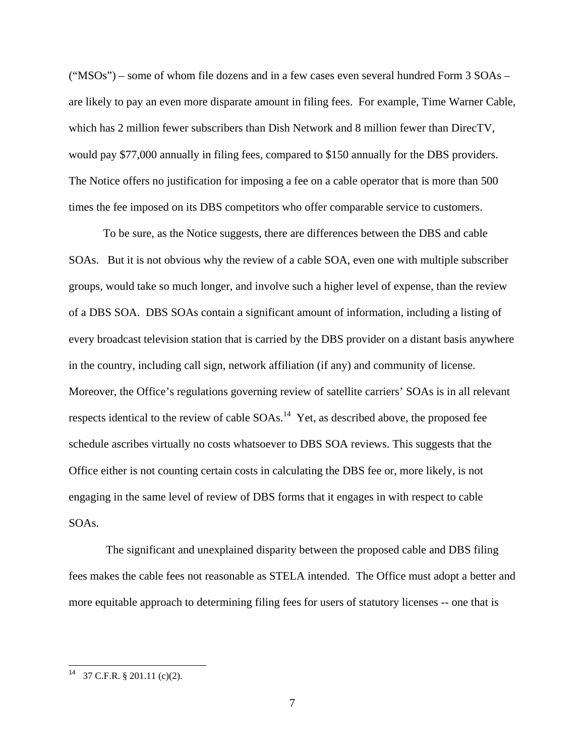("MSOs") – some of whom file dozens and in a few cases even several hundred Form 3 SOAs – are likely to pay an even more disparate amount in filing fees. For example, Time Warner Cable, which has 2 million fewer subscribers than Dish Network and 8 million fewer than DirecTV, would pay $77,000 annually in filing fees, compared to $150 annually for the DBS providers. The Notice offers no justification for imposing a fee on a cable operator that is more than 500 times the fee imposed on its DBS competitors who offer comparable service to customers.

To be sure, as the Notice suggests, there are differences between the DBS and cable SOAs. But it is not obvious why the review of a cable SOA, even one with multiple subscriber groups, would take so much longer, and involve such a higher level of expense, than the review of a DBS SOA. DBS SOAs contain a significant amount of information, including a listing of every broadcast television station that is carried by the DBS provider on a distant basis anywhere in the country, including call sign, network affiliation (if any) and community of license. Moreover, the Office's regulations governing review of satellite carriers' SOAs is in all relevant respects identical to the review of cable SOAs.[14] Yet, as described above, the proposed fee schedule ascribes virtually no costs whatsoever to DBS SOA reviews. This suggests that the Office either is not counting certain costs in calculating the DBS fee or, more likely, is not engaging in the same level of review of DBS forms that it engages in with respect to cable SOAs.

The significant and unexplained disparity between the proposed cable and DBS filing fees makes the cable fees not reasonable as STELA intended. The Office must adopt a better and more equitable approach to determining filing fees for users of statutory licenses -- one that is

---

[14] 37 C.F.R. § 201.11 (c)(2).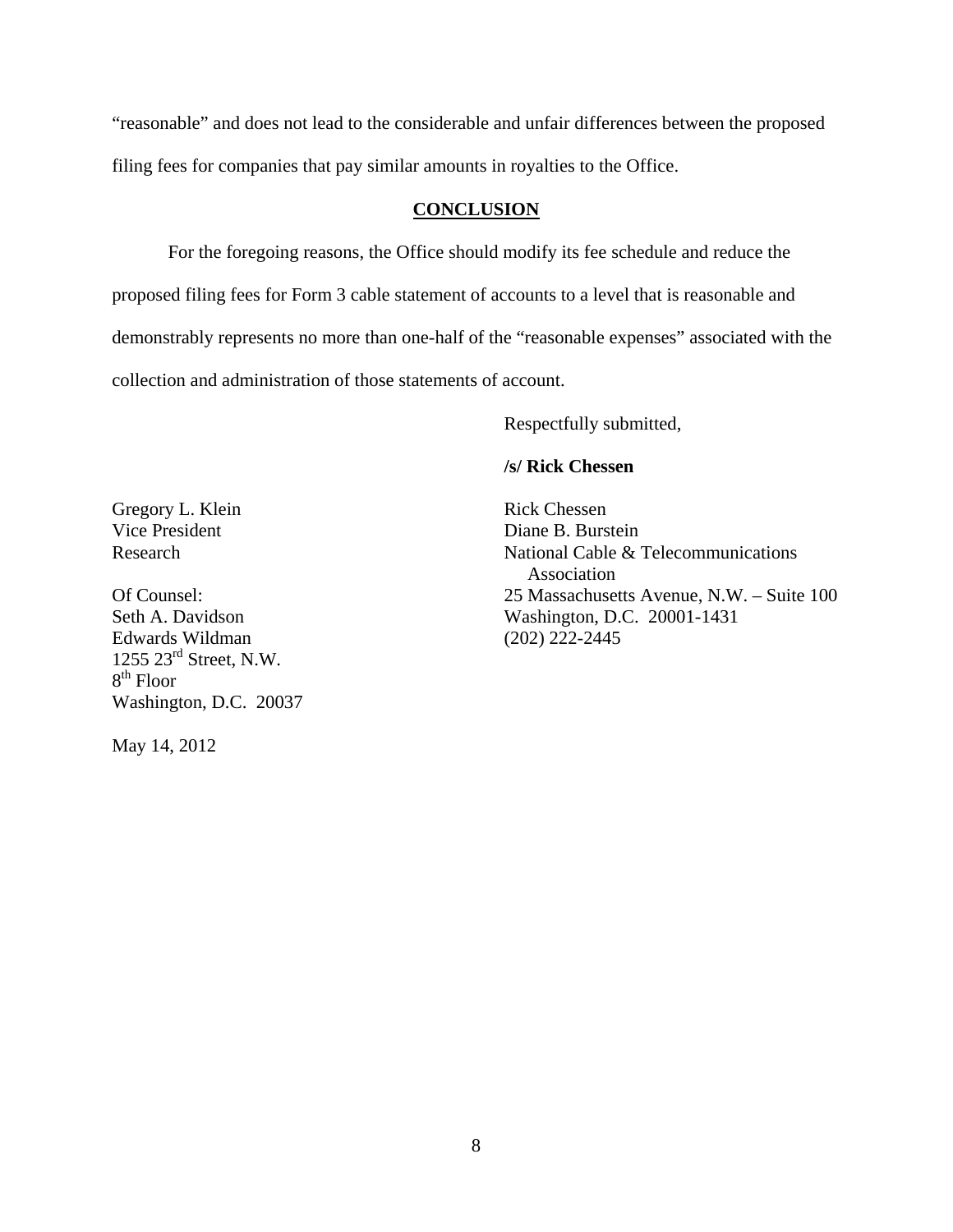"reasonable" and does not lead to the considerable and unfair differences between the proposed filing fees for companies that pay similar amounts in royalties to the Office.

## CONCLUSION

For the foregoing reasons, the Office should modify its fee schedule and reduce the proposed filing fees for Form 3 cable statement of accounts to a level that is reasonable and demonstrably represents no more than one-half of the "reasonable expenses" associated with the collection and administration of those statements of account.

Respectfully submitted,

**/s/ Rick Chessen**

Rick Chessen
Diane B. Burstein
National Cable & Telecommunications Association
25 Massachusetts Avenue, N.W. – Suite 100
Washington, D.C. 20001-1431
(202) 222-2445

Gregory L. Klein
Vice President
Research

Of Counsel:
Seth A. Davidson
Edwards Wildman
1255 23rd Street, N.W.
8th Floor
Washington, D.C. 20037

May 14, 2012